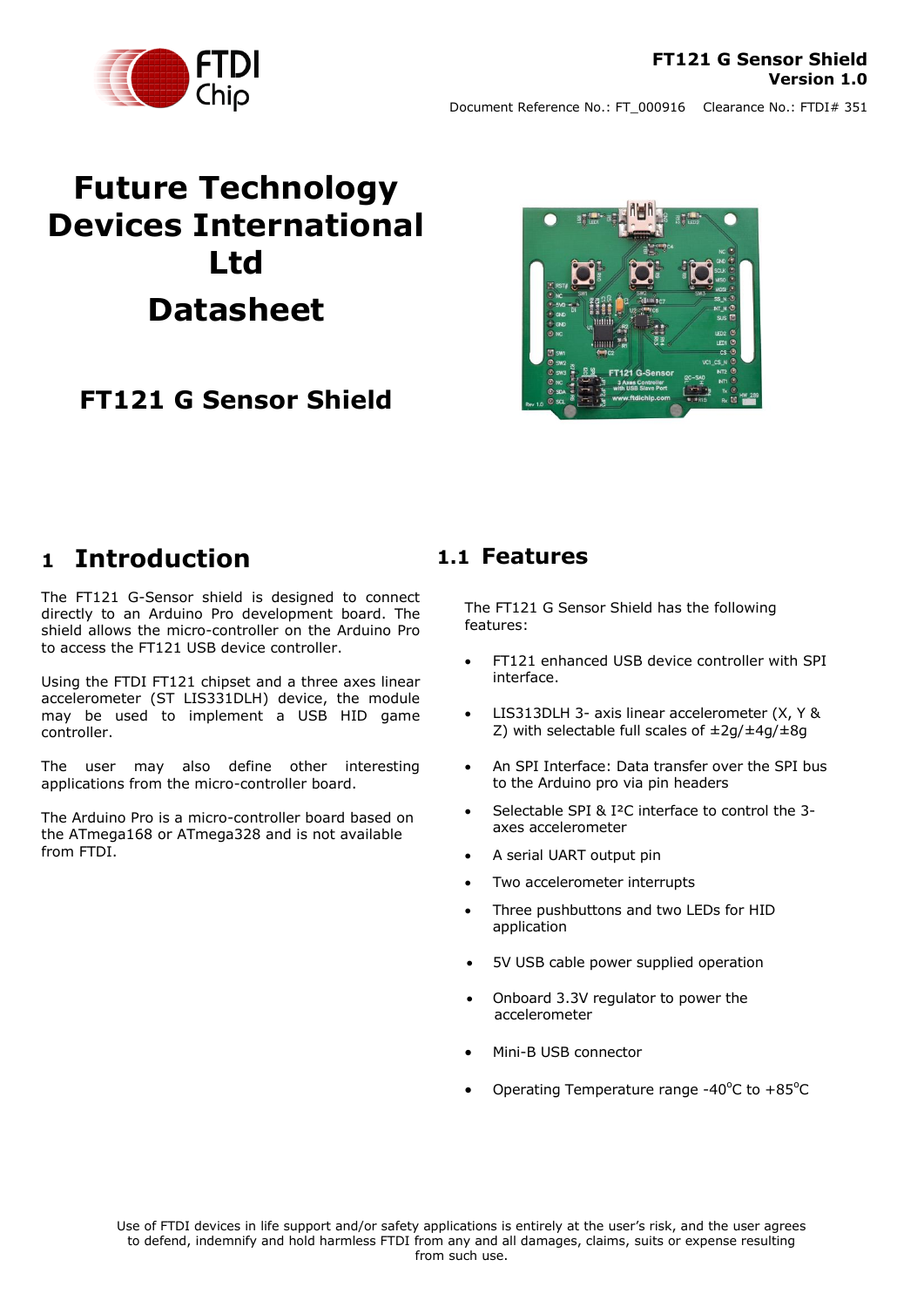**FT121 G Sensor Shield**
**Version 1.0**

Document Reference No.: FT_000916 Clearance No.: FTDI# 351

# Future Technology Devices International Ltd

# Datasheet

## FT121 G Sensor Shield

# 1 Introduction

The FT121 G-Sensor shield is designed to connect directly to an Arduino Pro development board. The shield allows the micro-controller on the Arduino Pro to access the FT121 USB device controller.

Using the FTDI FT121 chipset and a three axes linear accelerometer (ST LIS331DLH) device, the module may be used to implement a USB HID game controller.

The user may also define other interesting applications from the micro-controller board.

The Arduino Pro is a micro-controller board based on the ATmega168 or ATmega328 and is not available from FTDI.

## 1.1 Features

The FT121 G Sensor Shield has the following features:

- FT121 enhanced USB device controller with SPI interface.
- LIS313DLH 3- axis linear accelerometer (X, Y & Z) with selectable full scales of ±2g/±4g/±8g
- An SPI Interface: Data transfer over the SPI bus to the Arduino pro via pin headers
- Selectable SPI & I²C interface to control the 3-axes accelerometer
- A serial UART output pin
- Two accelerometer interrupts
- Three pushbuttons and two LEDs for HID application
- 5V USB cable power supplied operation
- Onboard 3.3V regulator to power the accelerometer
- Mini-B USB connector
- Operating Temperature range -40°C to +85°C

Use of FTDI devices in life support and/or safety applications is entirely at the user's risk, and the user agrees to defend, indemnify and hold harmless FTDI from any and all damages, claims, suits or expense resulting from such use.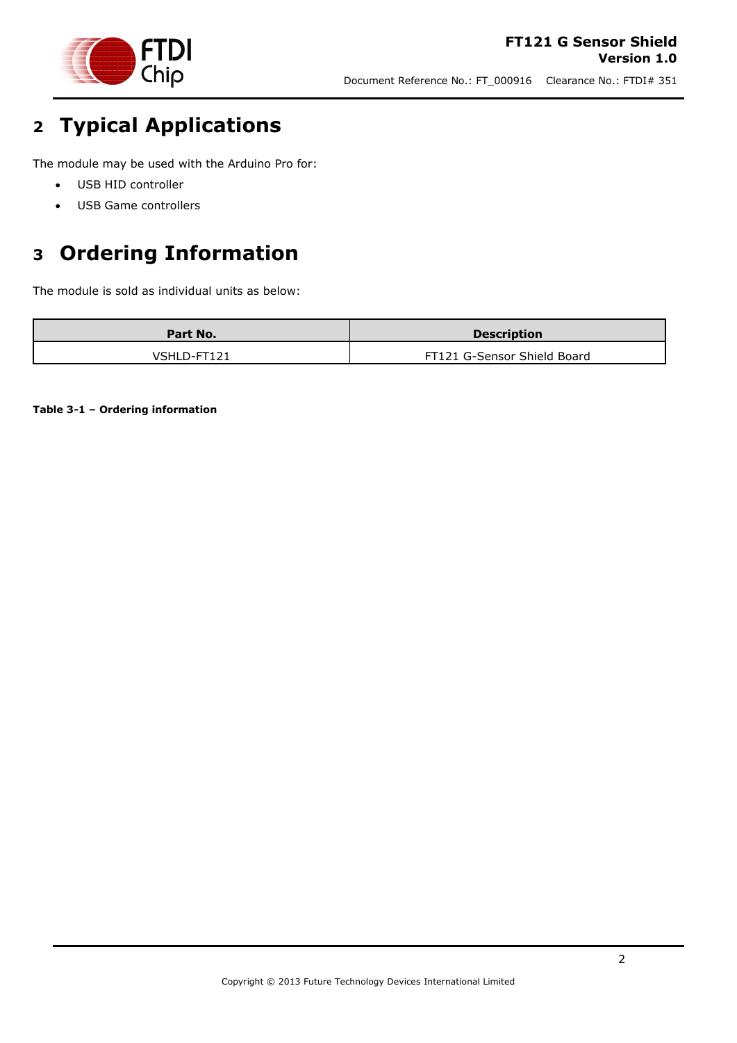# 2 Typical Applications

The module may be used with the Arduino Pro for:

- USB HID controller
- USB Game controllers

# 3 Ordering Information

The module is sold as individual units as below:

| Part No. | Description |
|---|---|
| VSHLD-FT121 | FT121 G-Sensor Shield Board |

**Table 3-1 – Ordering information**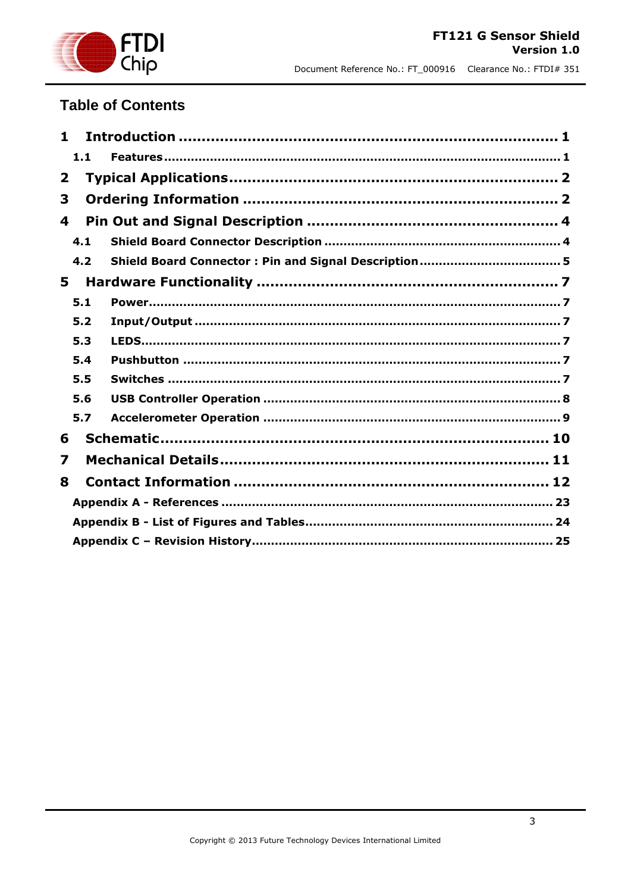# Table of Contents

**1 Introduction** .......................................................................... **1**

**1.1 Features** .......................................................................... **1**

**2 Typical Applications** .......................................................................... **2**

**3 Ordering Information** .......................................................................... **2**

**4 Pin Out and Signal Description** .......................................................................... **4**

**4.1 Shield Board Connector Description** .......................................................................... **4**

**4.2 Shield Board Connector : Pin and Signal Description** .......................................................................... **5**

**5 Hardware Functionality** .......................................................................... **7**

**5.1 Power** .......................................................................... **7**

**5.2 Input/Output** .......................................................................... **7**

**5.3 LEDS** .......................................................................... **7**

**5.4 Pushbutton** .......................................................................... **7**

**5.5 Switches** .......................................................................... **7**

**5.6 USB Controller Operation** .......................................................................... **8**

**5.7 Accelerometer Operation** .......................................................................... **9**

**6 Schematic** .......................................................................... **10**

**7 Mechanical Details** .......................................................................... **11**

**8 Contact Information** .......................................................................... **12**

**Appendix A - References** .......................................................................... **23**

**Appendix B - List of Figures and Tables** .......................................................................... **24**

**Appendix C – Revision History** .......................................................................... **25**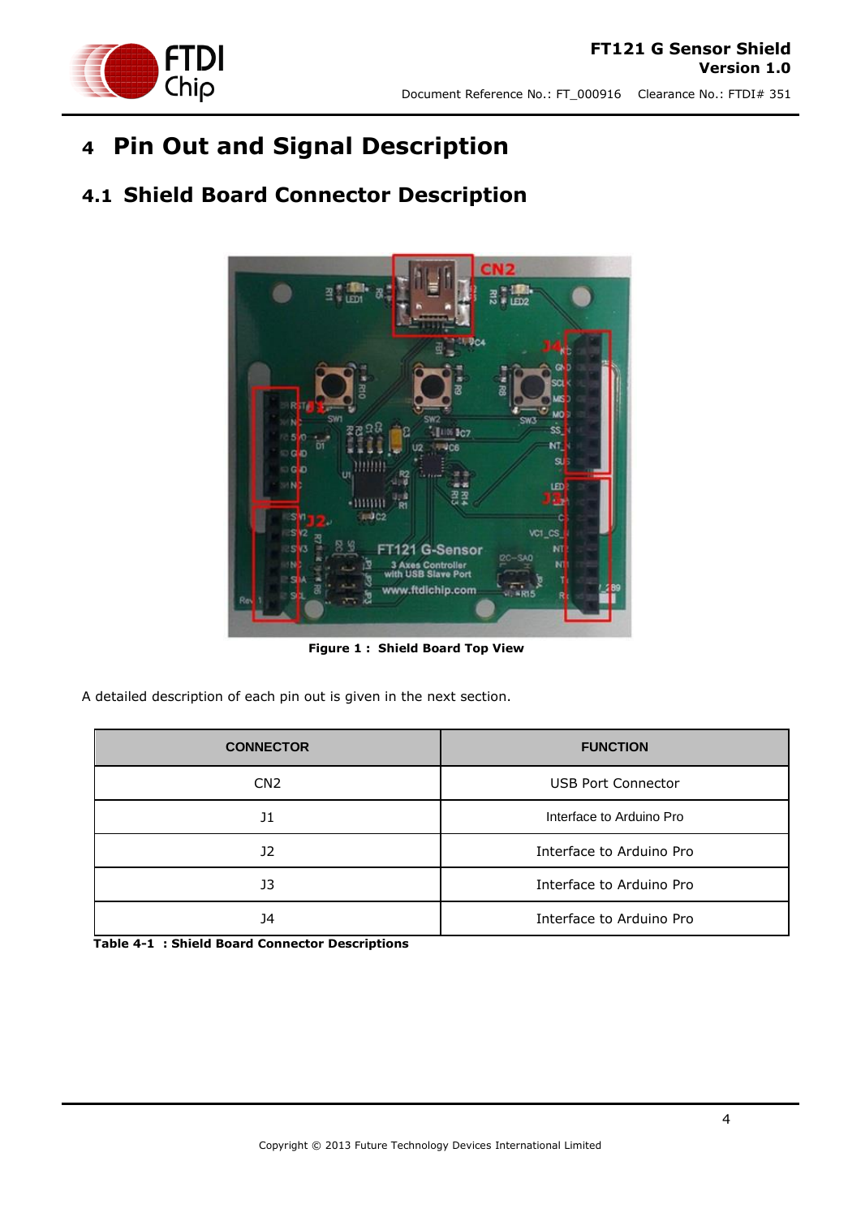# 4 Pin Out and Signal Description

## 4.1 Shield Board Connector Description

**Figure 1 : Shield Board Top View**

A detailed description of each pin out is given in the next section.

| CONNECTOR | FUNCTION |
|---|---|
| CN2 | USB Port Connector |
| J1 | Interface to Arduino Pro |
| J2 | Interface to Arduino Pro |
| J3 | Interface to Arduino Pro |
| J4 | Interface to Arduino Pro |

**Table 4-1 : Shield Board Connector Descriptions**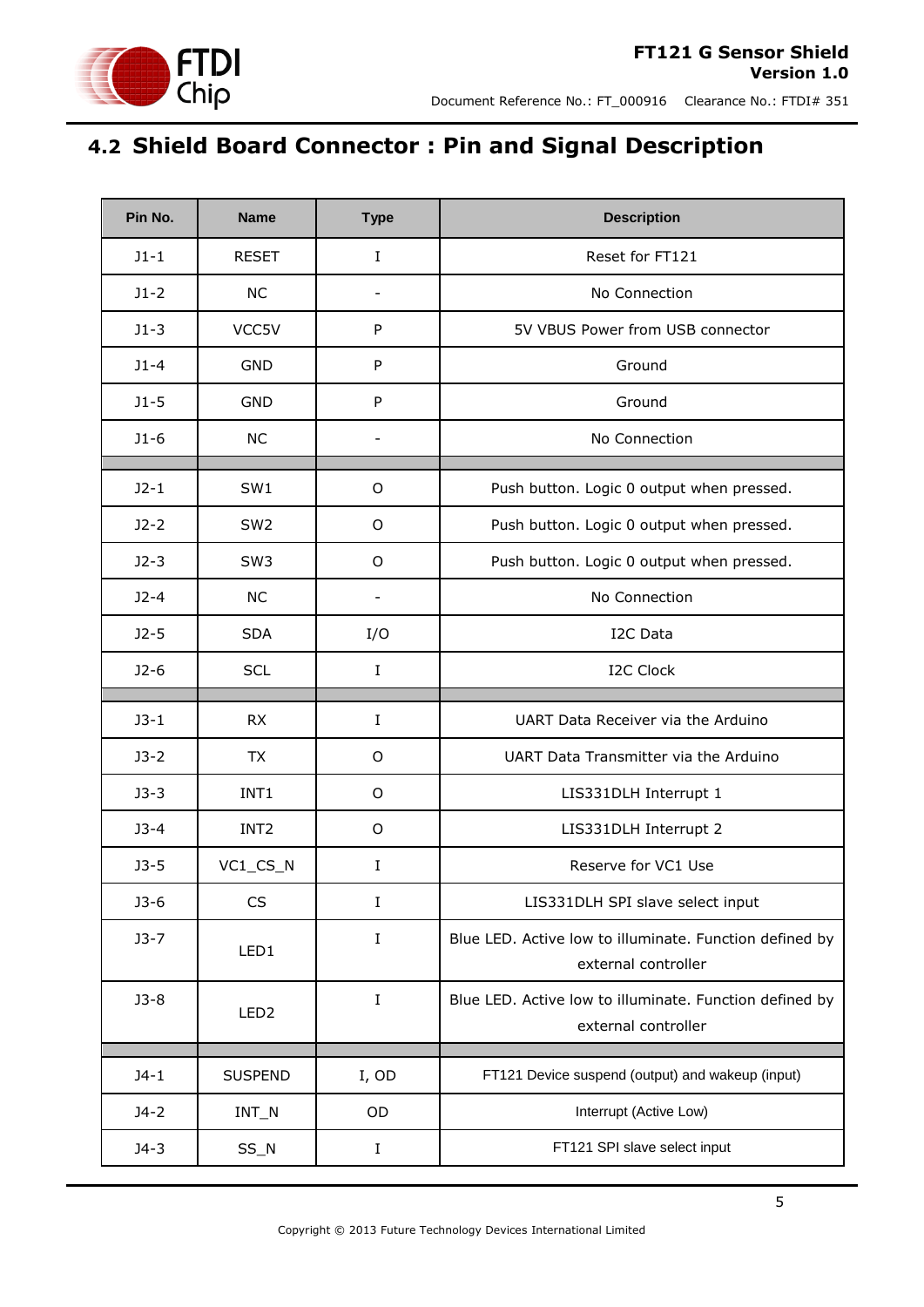## 4.2 Shield Board Connector : Pin and Signal Description

| Pin No. | Name | Type | Description |
|---|---|---|---|
| J1-1 | RESET | I | Reset for FT121 |
| J1-2 | NC | - | No Connection |
| J1-3 | VCC5V | P | 5V VBUS Power from USB connector |
| J1-4 | GND | P | Ground |
| J1-5 | GND | P | Ground |
| J1-6 | NC | - | No Connection |
| | | | |
| J2-1 | SW1 | O | Push button. Logic 0 output when pressed. |
| J2-2 | SW2 | O | Push button. Logic 0 output when pressed. |
| J2-3 | SW3 | O | Push button. Logic 0 output when pressed. |
| J2-4 | NC | - | No Connection |
| J2-5 | SDA | I/O | I2C Data |
| J2-6 | SCL | I | I2C Clock |
| | | | |
| J3-1 | RX | I | UART Data Receiver via the Arduino |
| J3-2 | TX | O | UART Data Transmitter via the Arduino |
| J3-3 | INT1 | O | LIS331DLH Interrupt 1 |
| J3-4 | INT2 | O | LIS331DLH Interrupt 2 |
| J3-5 | VC1_CS_N | I | Reserve for VC1 Use |
| J3-6 | CS | I | LIS331DLH SPI slave select input |
| J3-7 | LED1 | I | Blue LED. Active low to illuminate. Function defined by external controller |
| J3-8 | LED2 | I | Blue LED. Active low to illuminate. Function defined by external controller |
| | | | |
| J4-1 | SUSPEND | I, OD | FT121 Device suspend (output) and wakeup (input) |
| J4-2 | INT_N | OD | Interrupt (Active Low) |
| J4-3 | SS_N | I | FT121 SPI slave select input |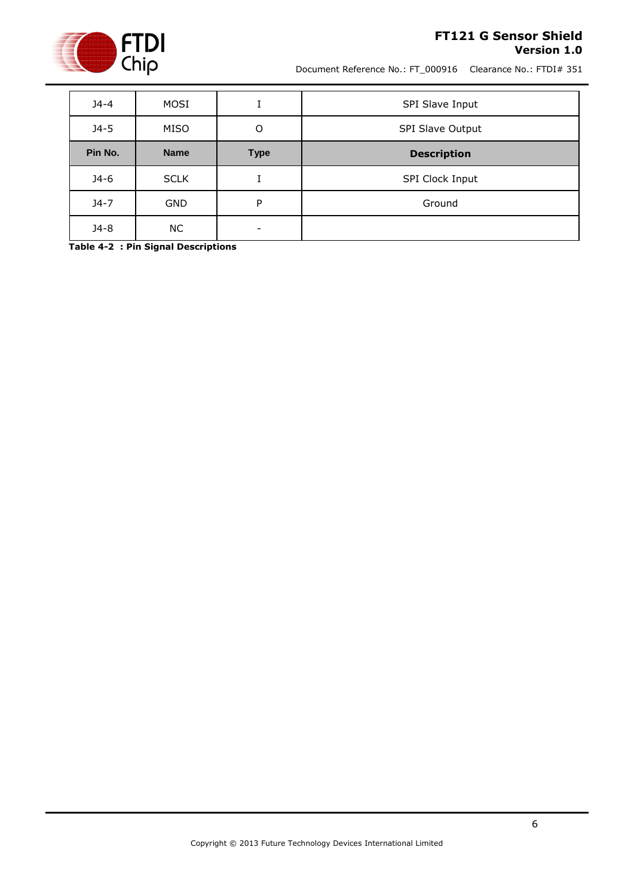| J4-4 | MOSI | I | SPI Slave Input |
|---|---|---|---|
| J4-5 | MISO | O | SPI Slave Output |
| **Pin No.** | **Name** | **Type** | **Description** |
| J4-6 | SCLK | I | SPI Clock Input |
| J4-7 | GND | P | Ground |
| J4-8 | NC | - | |

**Table 4-2 : Pin Signal Descriptions**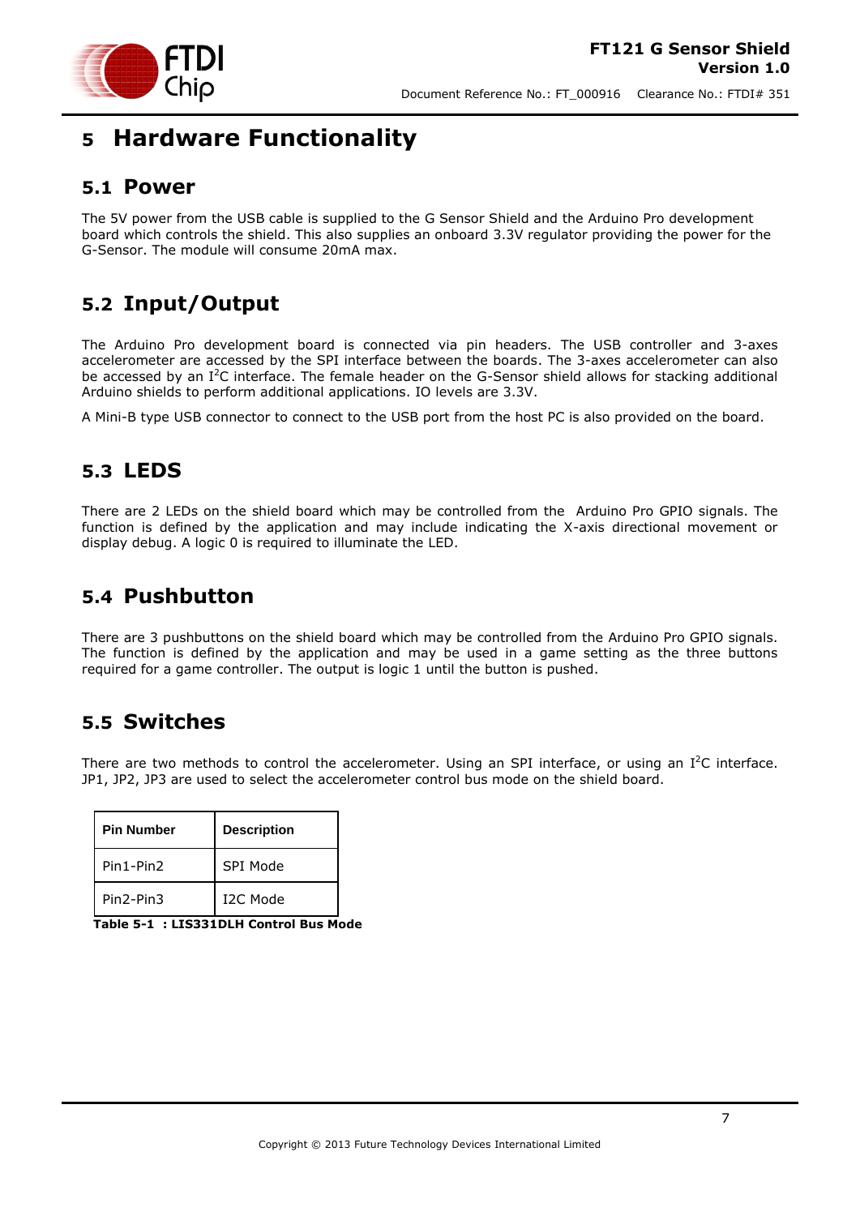# 5 Hardware Functionality

## 5.1 Power

The 5V power from the USB cable is supplied to the G Sensor Shield and the Arduino Pro development board which controls the shield. This also supplies an onboard 3.3V regulator providing the power for the G-Sensor. The module will consume 20mA max.

## 5.2 Input/Output

The Arduino Pro development board is connected via pin headers. The USB controller and 3-axes accelerometer are accessed by the SPI interface between the boards. The 3-axes accelerometer can also be accessed by an $I^2C$ interface. The female header on the G-Sensor shield allows for stacking additional Arduino shields to perform additional applications. IO levels are 3.3V.

A Mini-B type USB connector to connect to the USB port from the host PC is also provided on the board.

## 5.3 LEDS

There are 2 LEDs on the shield board which may be controlled from the Arduino Pro GPIO signals. The function is defined by the application and may include indicating the X-axis directional movement or display debug. A logic 0 is required to illuminate the LED.

## 5.4 Pushbutton

There are 3 pushbuttons on the shield board which may be controlled from the Arduino Pro GPIO signals. The function is defined by the application and may be used in a game setting as the three buttons required for a game controller. The output is logic 1 until the button is pushed.

## 5.5 Switches

There are two methods to control the accelerometer. Using an SPI interface, or using an $I^2C$ interface. JP1, JP2, JP3 are used to select the accelerometer control bus mode on the shield board.

| Pin Number | Description |
| --- | --- |
| Pin1-Pin2 | SPI Mode |
| Pin2-Pin3 | I2C Mode |

**Table 5-1 : LIS331DLH Control Bus Mode**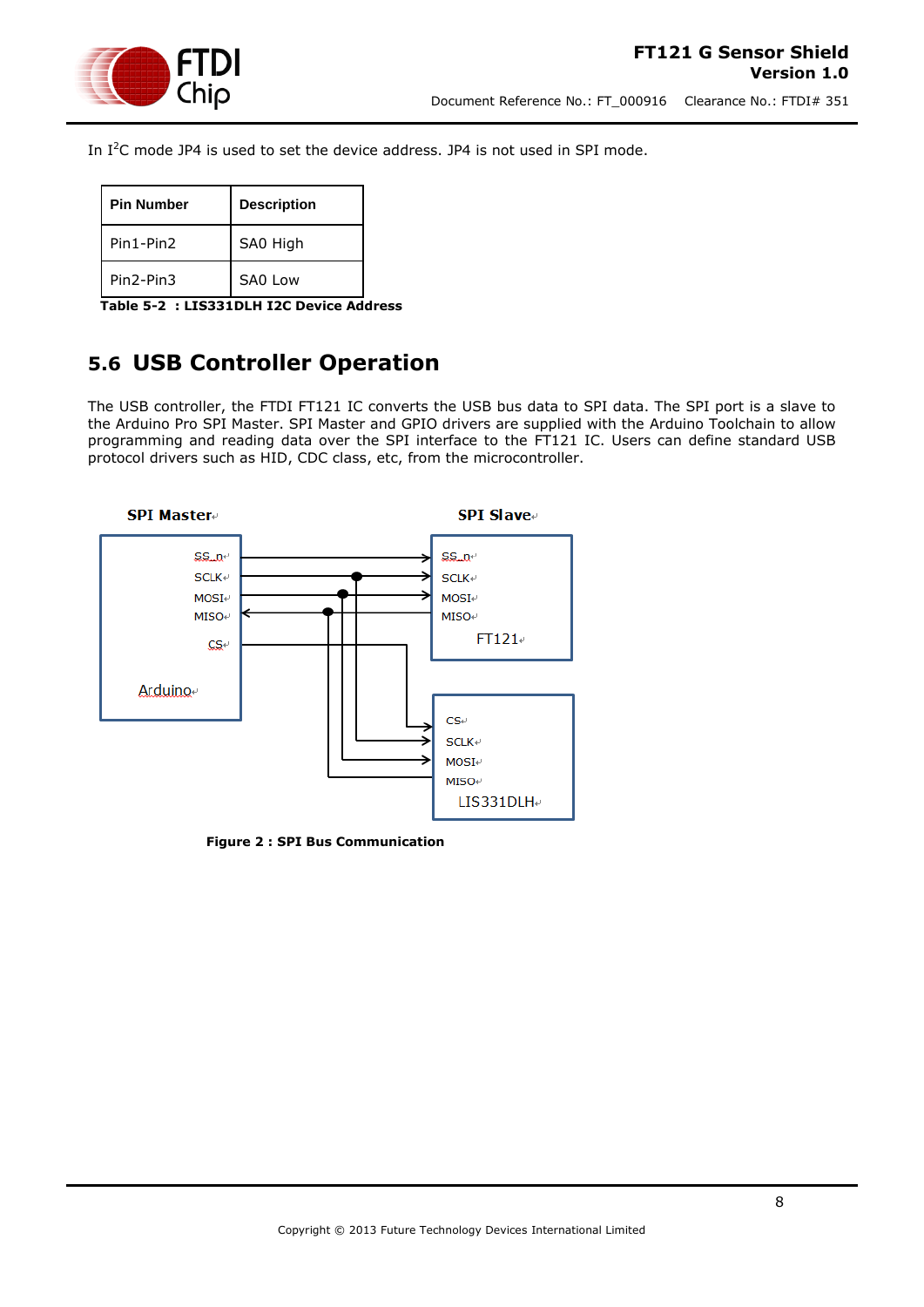In $I^2C$ mode JP4 is used to set the device address. JP4 is not used in SPI mode.

| Pin Number | Description |
|---|---|
| Pin1-Pin2 | SA0 High |
| Pin2-Pin3 | SA0 Low |

**Table 5-2 : LIS331DLH I2C Device Address**

## 5.6 USB Controller Operation

The USB controller, the FTDI FT121 IC converts the USB bus data to SPI data. The SPI port is a slave to the Arduino Pro SPI Master. SPI Master and GPIO drivers are supplied with the Arduino Toolchain to allow programming and reading data over the SPI interface to the FT121 IC. Users can define standard USB protocol drivers such as HID, CDC class, etc, from the microcontroller.

SPI Master | SPI Slave

Arduino: SS_n, SCLK, MOSI, MISO, CS

FT121: SS_n, SCLK, MOSI, MISO

LIS331DLH: CS, SCLK, MOSI, MISO

**Figure 2 : SPI Bus Communication**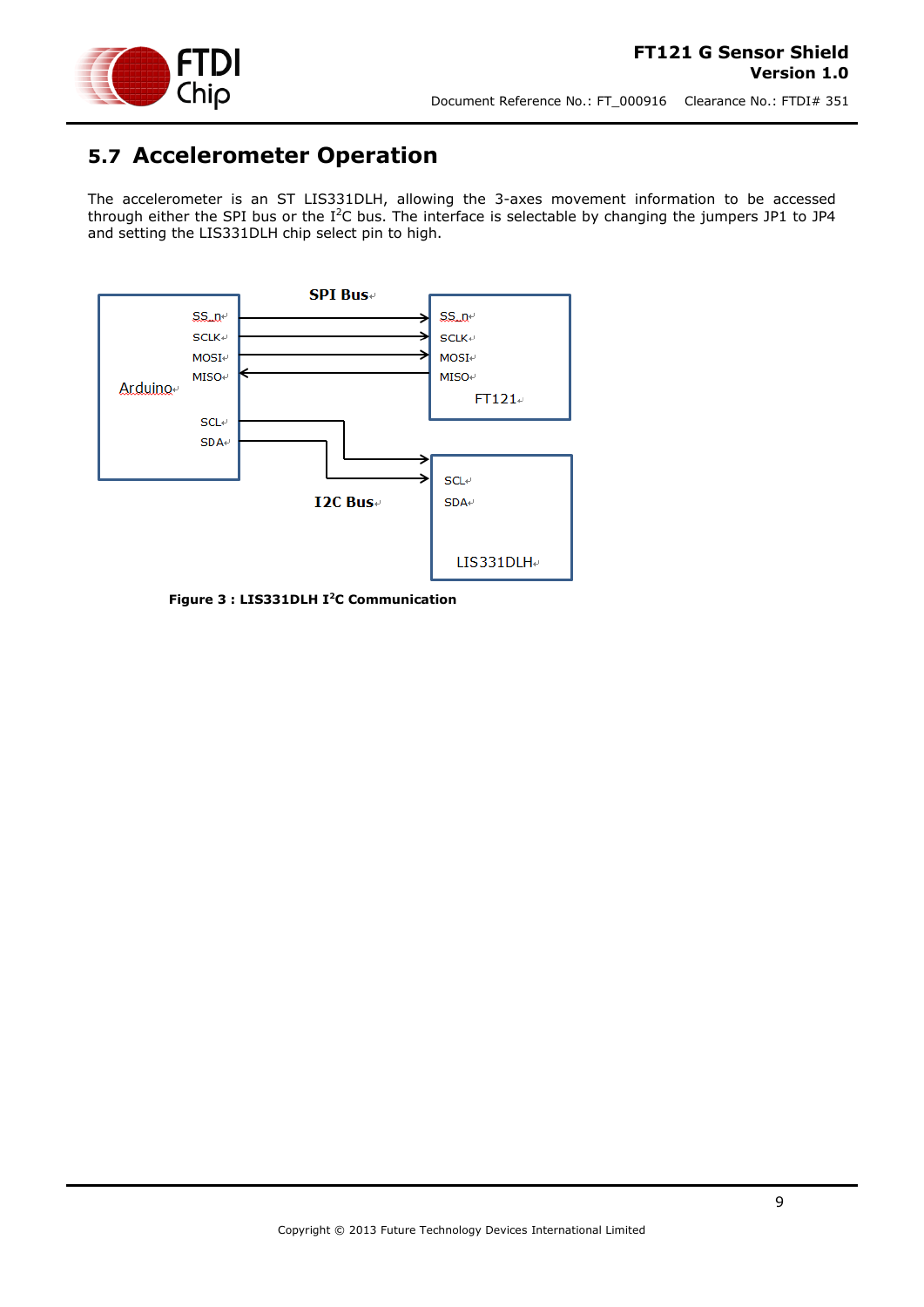## 5.7 Accelerometer Operation

The accelerometer is an ST LIS331DLH, allowing the 3-axes movement information to be accessed through either the SPI bus or the $I^2C$ bus. The interface is selectable by changing the jumpers JP1 to JP4 and setting the LIS331DLH chip select pin to high.

**Figure 3 : LIS331DLH $I^2C$ Communication**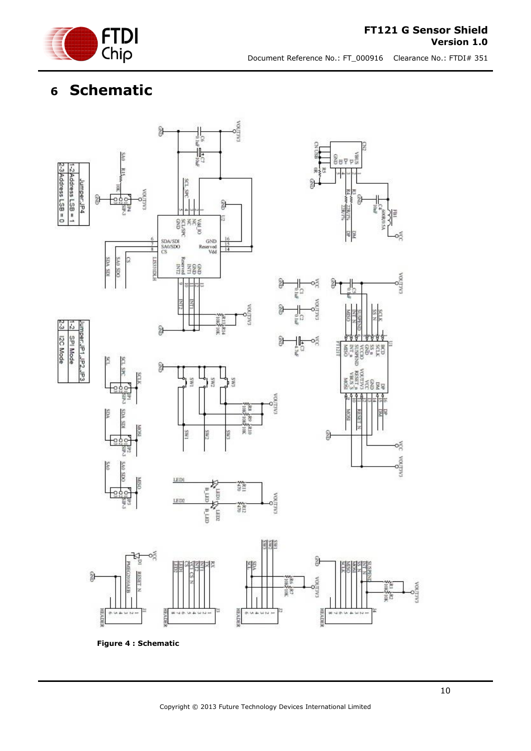# 6 Schematic

Figure 4 : Schematic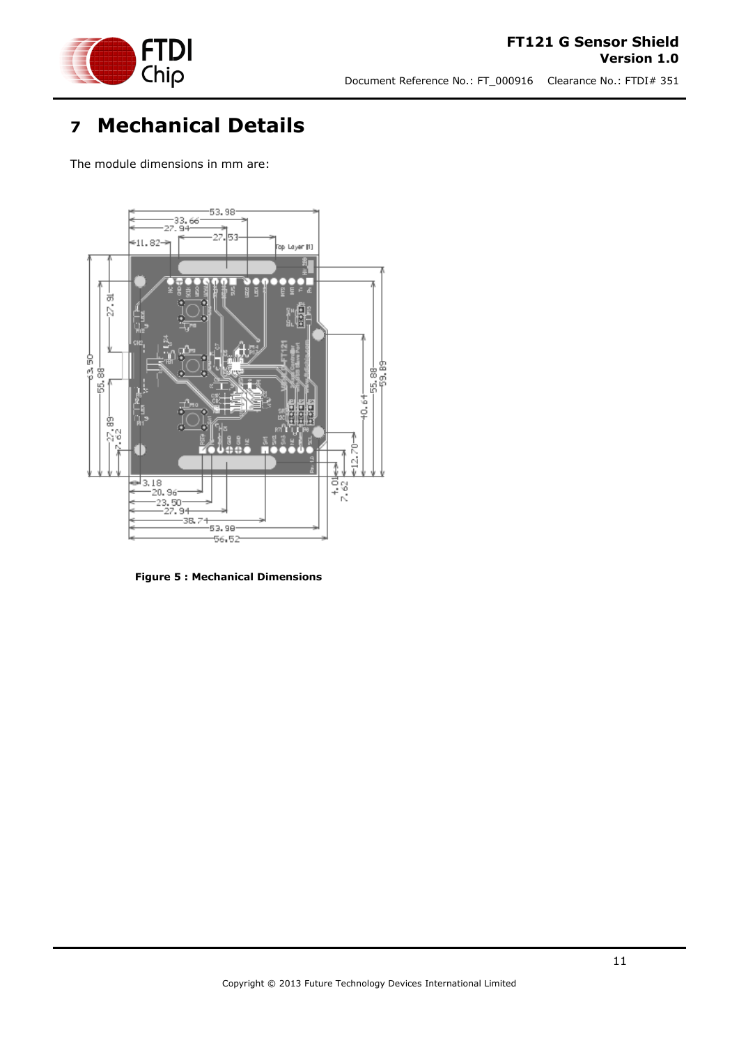# 7 Mechanical Details

The module dimensions in mm are:

**Figure 5 : Mechanical Dimensions**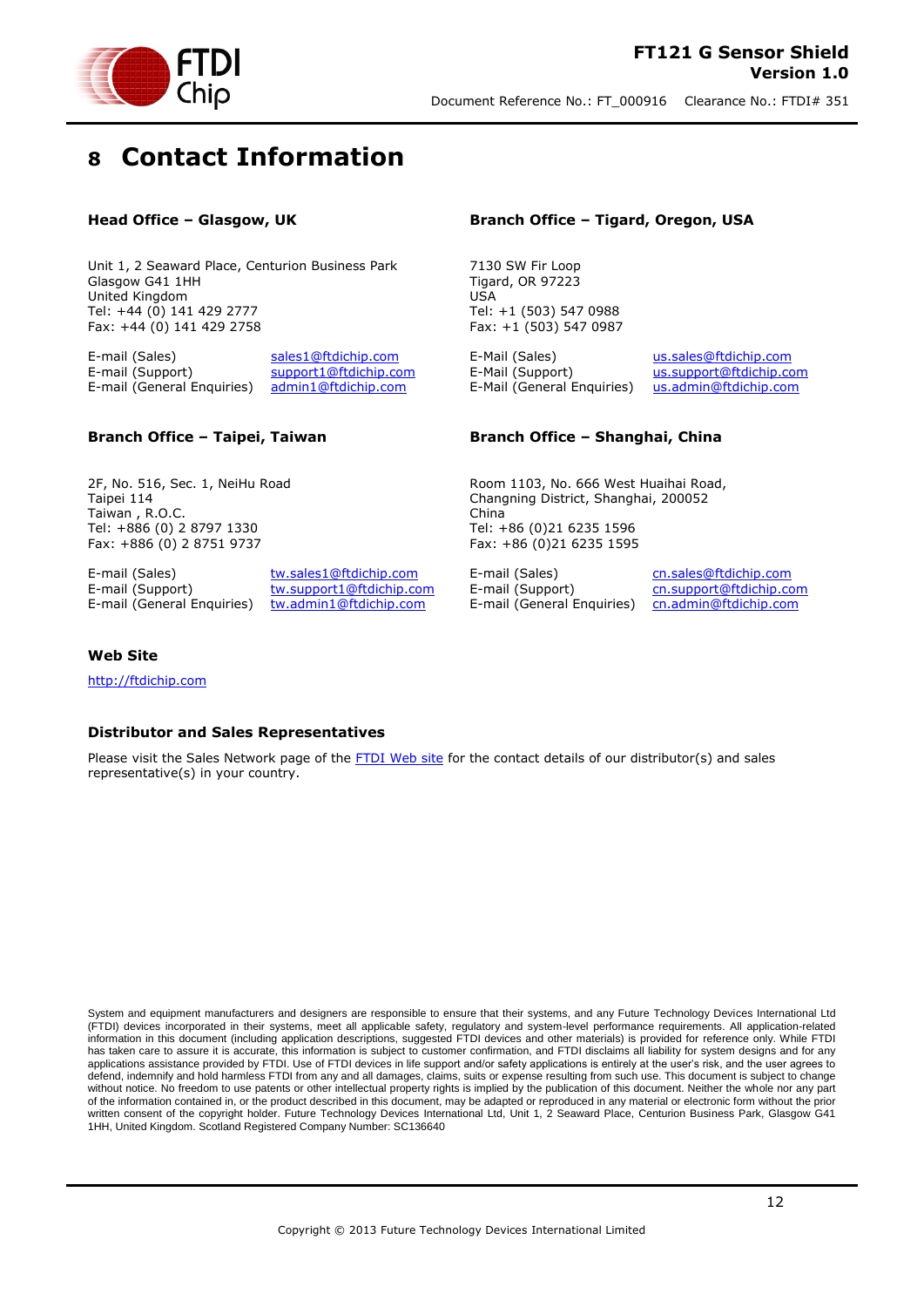# 8 Contact Information

### Head Office – Glasgow, UK

Unit 1, 2 Seaward Place, Centurion Business Park
Glasgow G41 1HH
United Kingdom
Tel: +44 (0) 141 429 2777
Fax: +44 (0) 141 429 2758

| | |
|---|---|
| E-mail (Sales) | sales1@ftdichip.com |
| E-mail (Support) | support1@ftdichip.com |
| E-mail (General Enquiries) | admin1@ftdichip.com |

### Branch Office – Tigard, Oregon, USA

7130 SW Fir Loop
Tigard, OR 97223
USA
Tel: +1 (503) 547 0988
Fax: +1 (503) 547 0987

| | |
|---|---|
| E-Mail (Sales) | us.sales@ftdichip.com |
| E-Mail (Support) | us.support@ftdichip.com |
| E-Mail (General Enquiries) | us.admin@ftdichip.com |

### Branch Office – Taipei, Taiwan

2F, No. 516, Sec. 1, NeiHu Road
Taipei 114
Taiwan , R.O.C.
Tel: +886 (0) 2 8797 1330
Fax: +886 (0) 2 8751 9737

| | |
|---|---|
| E-mail (Sales) | tw.sales1@ftdichip.com |
| E-mail (Support) | tw.support1@ftdichip.com |
| E-mail (General Enquiries) | tw.admin1@ftdichip.com |

### Branch Office – Shanghai, China

Room 1103, No. 666 West Huaihai Road,
Changning District, Shanghai, 200052
China
Tel: +86 (0)21 6235 1596
Fax: +86 (0)21 6235 1595

| | |
|---|---|
| E-mail (Sales) | cn.sales@ftdichip.com |
| E-mail (Support) | cn.support@ftdichip.com |
| E-mail (General Enquiries) | cn.admin@ftdichip.com |

### Web Site

http://ftdichip.com

### Distributor and Sales Representatives

Please visit the Sales Network page of the FTDI Web site for the contact details of our distributor(s) and sales representative(s) in your country.

System and equipment manufacturers and designers are responsible to ensure that their systems, and any Future Technology Devices International Ltd (FTDI) devices incorporated in their systems, meet all applicable safety, regulatory and system-level performance requirements. All application-related information in this document (including application descriptions, suggested FTDI devices and other materials) is provided for reference only. While FTDI has taken care to assure it is accurate, this information is subject to customer confirmation, and FTDI disclaims all liability for system designs and for any applications assistance provided by FTDI. Use of FTDI devices in life support and/or safety applications is entirely at the user's risk, and the user agrees to defend, indemnify and hold harmless FTDI from any and all damages, claims, suits or expense resulting from such use. This document is subject to change without notice. No freedom to use patents or other intellectual property rights is implied by the publication of this document. Neither the whole nor any part of the information contained in, or the product described in this document, may be adapted or reproduced in any material or electronic form without the prior written consent of the copyright holder. Future Technology Devices International Ltd, Unit 1, 2 Seaward Place, Centurion Business Park, Glasgow G41 1HH, United Kingdom. Scotland Registered Company Number: SC136640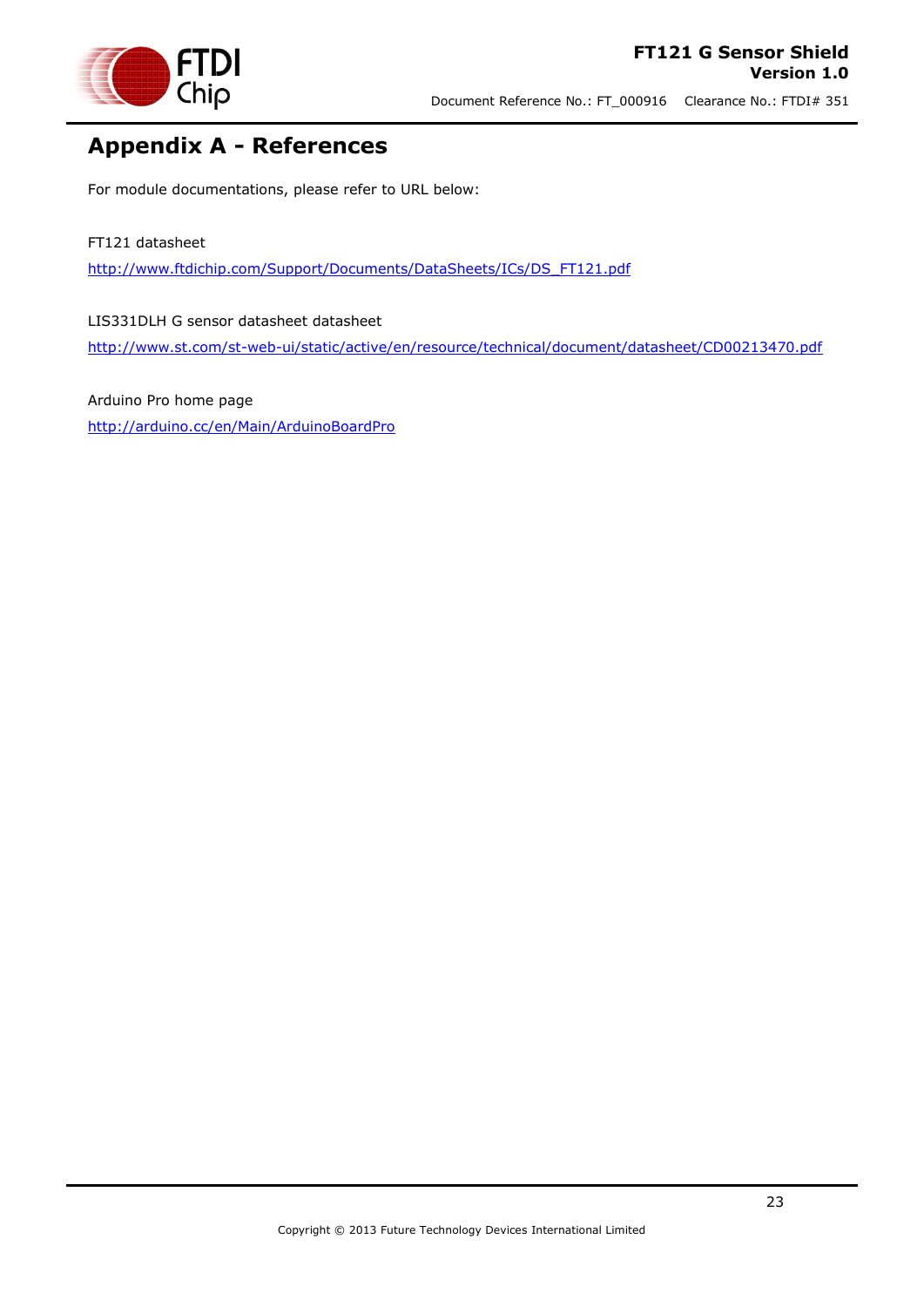# Appendix A - References

For module documentations, please refer to URL below:

FT121 datasheet

http://www.ftdichip.com/Support/Documents/DataSheets/ICs/DS_FT121.pdf

LIS331DLH G sensor datasheet datasheet

http://www.st.com/st-web-ui/static/active/en/resource/technical/document/datasheet/CD00213470.pdf

Arduino Pro home page

http://arduino.cc/en/Main/ArduinoBoardPro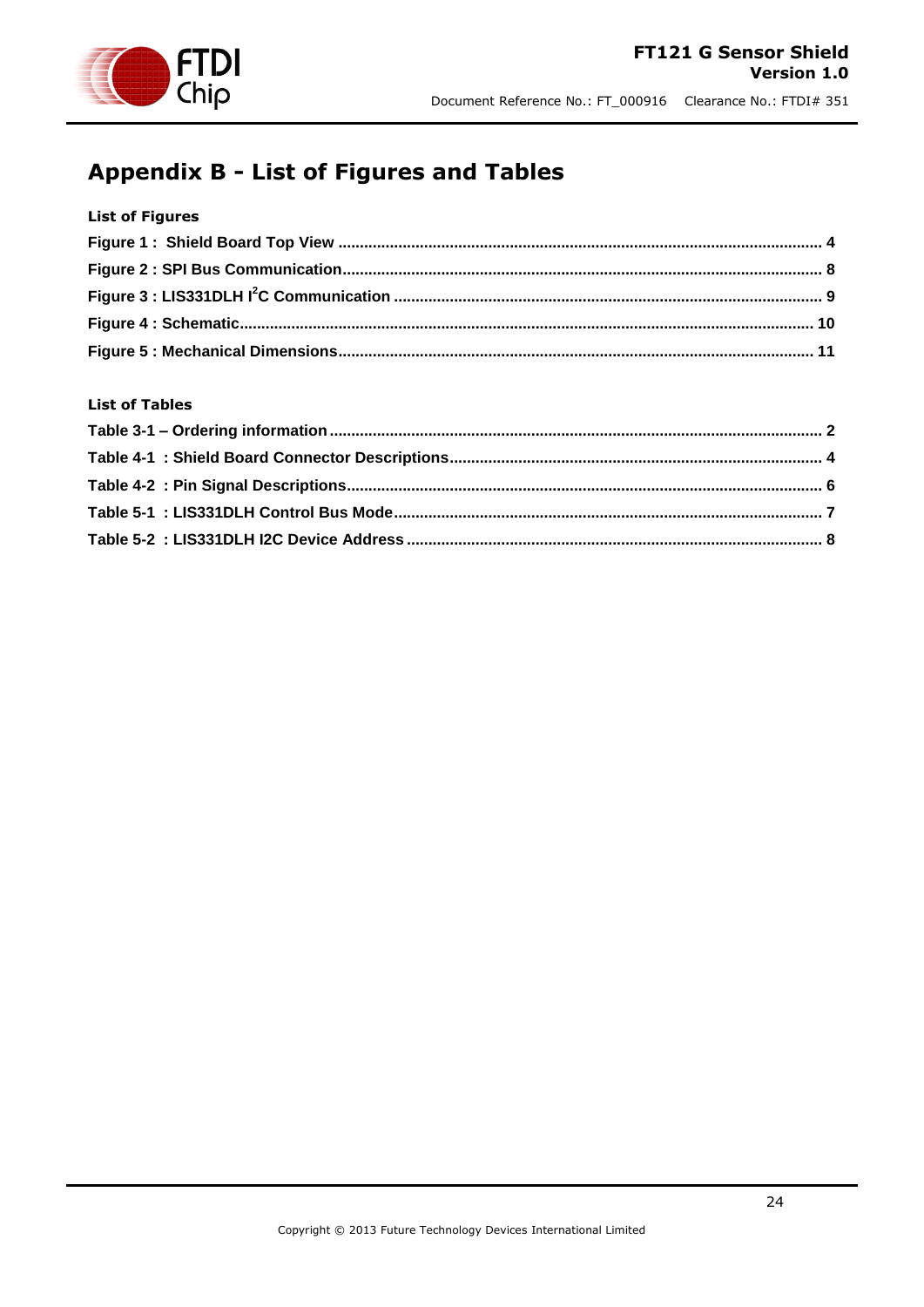# Appendix B - List of Figures and Tables

**List of Figures**

**Figure 1 : Shield Board Top View ............................................................................................................ 4**

**Figure 2 : SPI Bus Communication........................................................................................................... 8**

**Figure 3 : LIS331DLH I$^2$C Communication ................................................................................................ 9**

**Figure 4 : Schematic................................................................................................................................. 10**

**Figure 5 : Mechanical Dimensions.......................................................................................................... 11**

**List of Tables**

**Table 3-1 – Ordering information .............................................................................................................. 2**

**Table 4-1 : Shield Board Connector Descriptions..................................................................................... 4**

**Table 4-2 : Pin Signal Descriptions........................................................................................................... 6**

**Table 5-1 : LIS331DLH Control Bus Mode................................................................................................. 7**

**Table 5-2 : LIS331DLH I2C Device Address .............................................................................................. 8**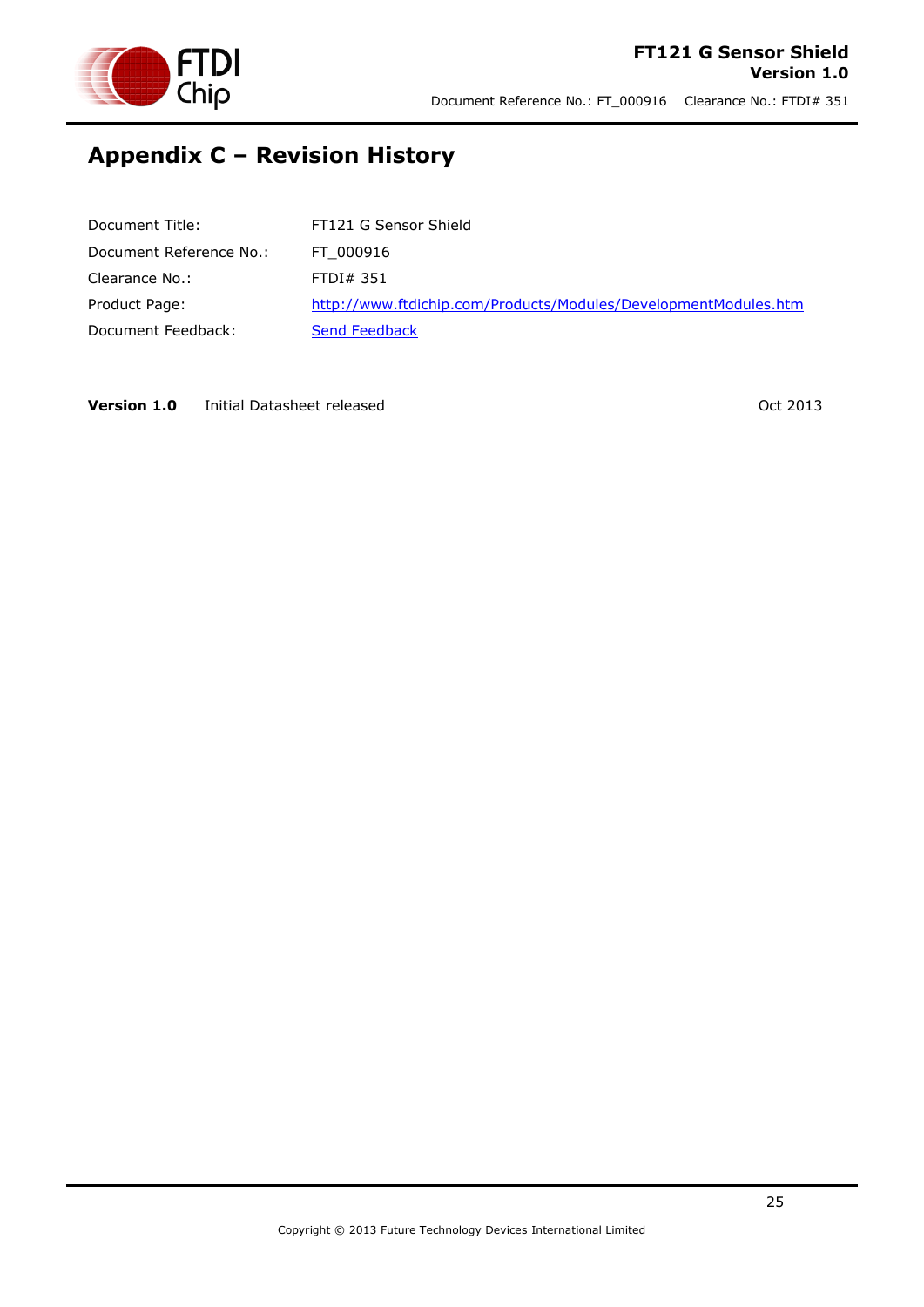# Appendix C – Revision History

| | |
|---|---|
| Document Title: | FT121 G Sensor Shield |
| Document Reference No.: | FT_000916 |
| Clearance No.: | FTDI# 351 |
| Product Page: | [http://www.ftdichip.com/Products/Modules/DevelopmentModules.htm](http://www.ftdichip.com/Products/Modules/DevelopmentModules.htm) |
| Document Feedback: | Send Feedback |

| | | |
|---|---|---|
| **Version 1.0** | Initial Datasheet released | Oct 2013 |